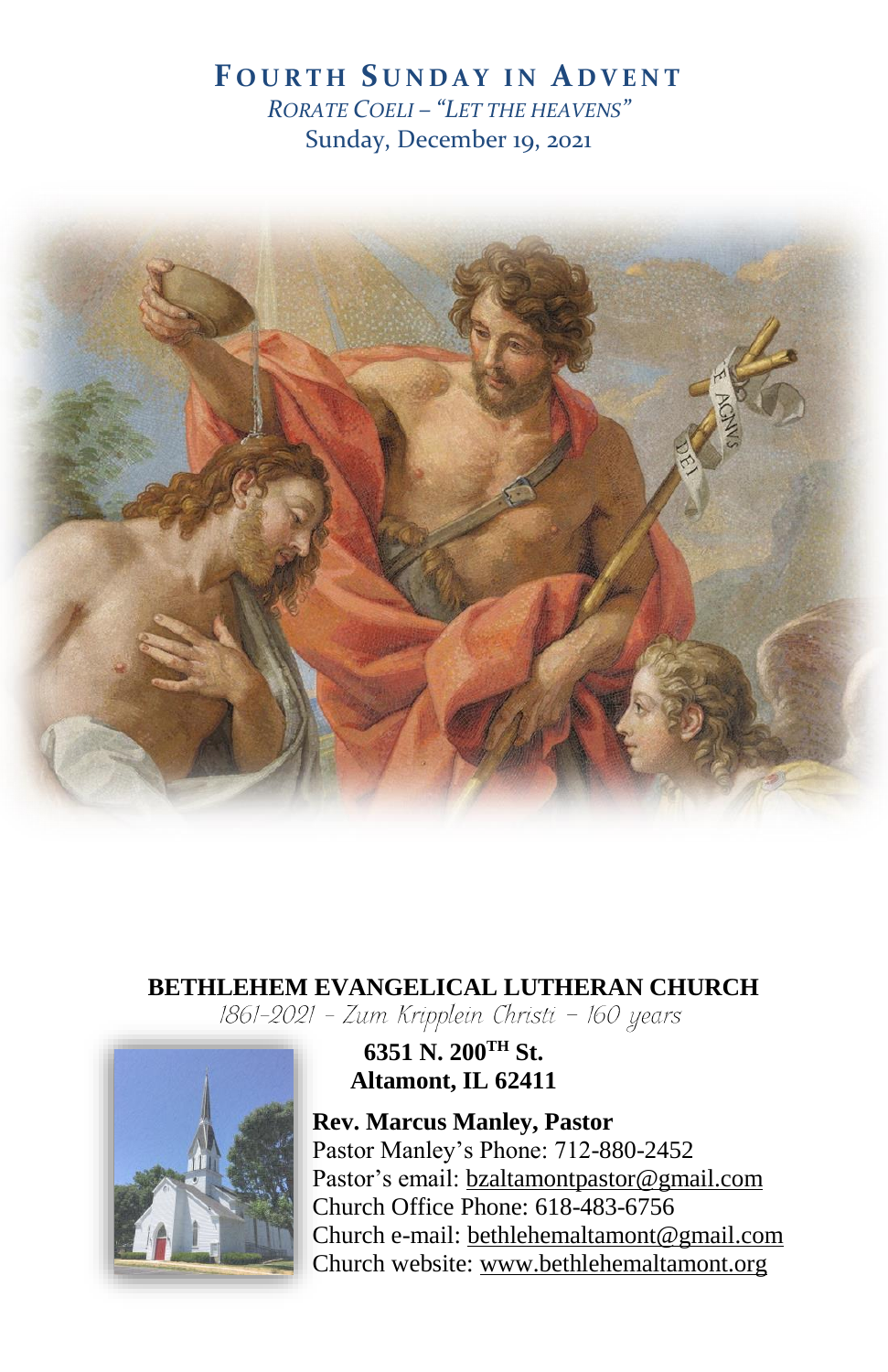# Fourth Sunday in Advent

*Rorate Coeli – "Let the heavens"*

Sunday, December 19, 2021

**BETHLEHEM EVANGELICAL LUTHERAN CHURCH**

1861-2021 – Zum Kripplein Christi – 160 years

**6351 N. 200TH St.**
**Altamont, IL 62411**

**Rev. Marcus Manley, Pastor**
Pastor Manley's Phone: 712-880-2452
Pastor's email: bzaltamontpastor@gmail.com
Church Office Phone: 618-483-6756
Church e-mail: bethlehemaltamont@gmail.com
Church website: www.bethlehemaltamont.org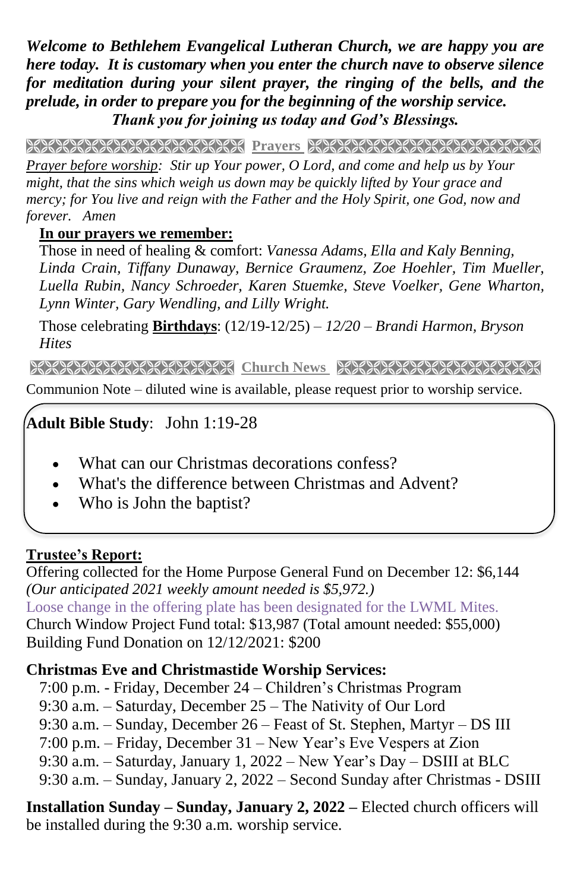***Welcome to Bethlehem Evangelical Lutheran Church, we are happy you are here today. It is customary when you enter the church nave to observe silence for meditation during your silent prayer, the ringing of the bells, and the prelude, in order to prepare you for the beginning of the worship service.***

***Thank you for joining us today and God's Blessings.***

## Prayers

*Prayer before worship: Stir up Your power, O Lord, and come and help us by Your might, that the sins which weigh us down may be quickly lifted by Your grace and mercy; for You live and reign with the Father and the Holy Spirit, one God, now and forever. Amen*

**In our prayers we remember:**

Those in need of healing & comfort: *Vanessa Adams, Ella and Kaly Benning, Linda Crain, Tiffany Dunaway, Bernice Graumenz, Zoe Hoehler, Tim Mueller, Luella Rubin, Nancy Schroeder, Karen Stuemke, Steve Voelker, Gene Wharton, Lynn Winter, Gary Wendling, and Lilly Wright.*

Those celebrating **Birthdays**: (12/19-12/25) – *12/20 – Brandi Harmon, Bryson Hites*

## Church News

Communion Note – diluted wine is available, please request prior to worship service.

**Adult Bible Study**: John 1:19-28

- What can our Christmas decorations confess?
- What's the difference between Christmas and Advent?
- Who is John the baptist?

**Trustee's Report:**

Offering collected for the Home Purpose General Fund on December 12: $6,144
*(Our anticipated 2021 weekly amount needed is $5,972.)*
Loose change in the offering plate has been designated for the LWML Mites.
Church Window Project Fund total: $13,987 (Total amount needed: $55,000)
Building Fund Donation on 12/12/2021: $200

**Christmas Eve and Christmastide Worship Services:**

7:00 p.m. - Friday, December 24 – Children's Christmas Program
9:30 a.m. – Saturday, December 25 – The Nativity of Our Lord
9:30 a.m. – Sunday, December 26 – Feast of St. Stephen, Martyr – DS III
7:00 p.m. – Friday, December 31 – New Year's Eve Vespers at Zion
9:30 a.m. – Saturday, January 1, 2022 – New Year's Day – DSIII at BLC
9:30 a.m. – Sunday, January 2, 2022 – Second Sunday after Christmas - DSIII

**Installation Sunday – Sunday, January 2, 2022 –** Elected church officers will be installed during the 9:30 a.m. worship service.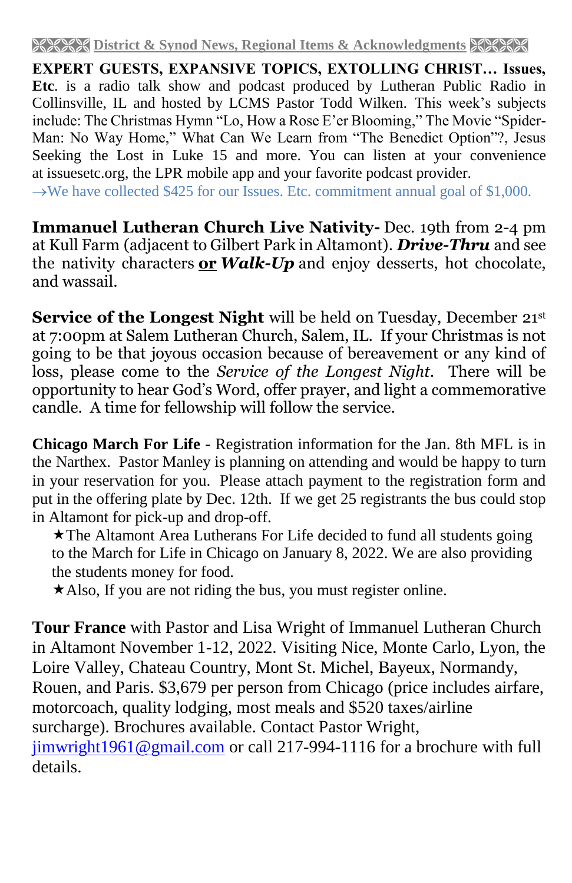## District & Synod News, Regional Items & Acknowledgments

**EXPERT GUESTS, EXPANSIVE TOPICS, EXTOLLING CHRIST… Issues, Etc**. is a radio talk show and podcast produced by Lutheran Public Radio in Collinsville, IL and hosted by LCMS Pastor Todd Wilken. This week's subjects include: The Christmas Hymn "Lo, How a Rose E'er Blooming," The Movie "Spider-Man: No Way Home," What Can We Learn from "The Benedict Option"?, Jesus Seeking the Lost in Luke 15 and more. You can listen at your convenience at issuesetc.org, the LPR mobile app and your favorite podcast provider.

→We have collected $425 for our Issues. Etc. commitment annual goal of $1,000.

**Immanuel Lutheran Church Live Nativity-** Dec. 19th from 2-4 pm at Kull Farm (adjacent to Gilbert Park in Altamont). ***Drive-Thru*** and see the nativity characters **or** ***Walk-Up*** and enjoy desserts, hot chocolate, and wassail.

**Service of the Longest Night** will be held on Tuesday, December 21st at 7:00pm at Salem Lutheran Church, Salem, IL. If your Christmas is not going to be that joyous occasion because of bereavement or any kind of loss, please come to the *Service of the Longest Night*. There will be opportunity to hear God's Word, offer prayer, and light a commemorative candle. A time for fellowship will follow the service.

**Chicago March For Life** - Registration information for the Jan. 8th MFL is in the Narthex. Pastor Manley is planning on attending and would be happy to turn in your reservation for you. Please attach payment to the registration form and put in the offering plate by Dec. 12th. If we get 25 registrants the bus could stop in Altamont for pick-up and drop-off.

★The Altamont Area Lutherans For Life decided to fund all students going to the March for Life in Chicago on January 8, 2022. We are also providing the students money for food.

★Also, If you are not riding the bus, you must register online.

**Tour France** with Pastor and Lisa Wright of Immanuel Lutheran Church in Altamont November 1-12, 2022. Visiting Nice, Monte Carlo, Lyon, the Loire Valley, Chateau Country, Mont St. Michel, Bayeux, Normandy, Rouen, and Paris. $3,679 per person from Chicago (price includes airfare, motorcoach, quality lodging, most meals and $520 taxes/airline surcharge). Brochures available. Contact Pastor Wright, jimwright1961@gmail.com or call 217-994-1116 for a brochure with full details.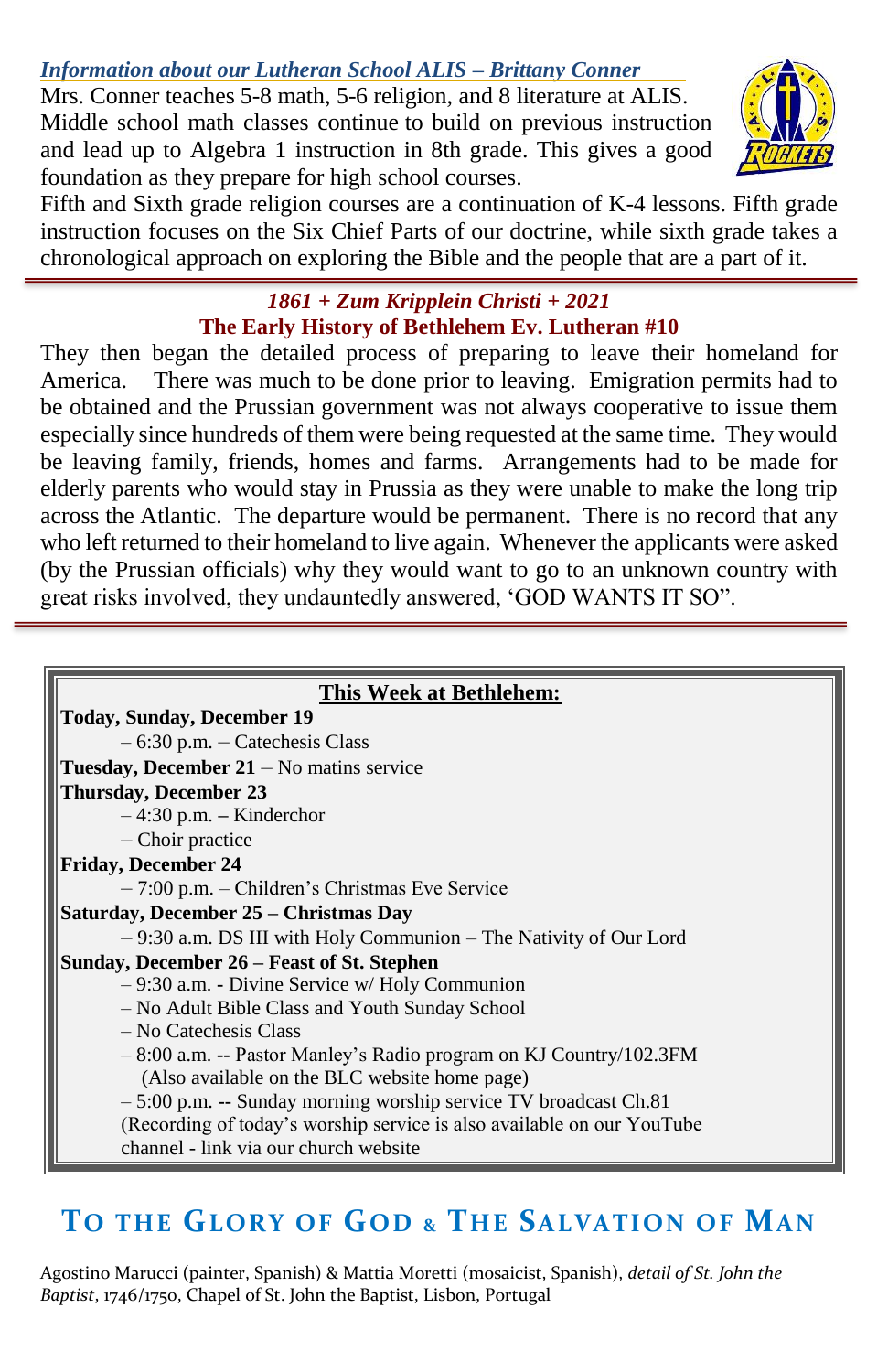***Information about our Lutheran School ALIS – Brittany Conner***

Mrs. Conner teaches 5-8 math, 5-6 religion, and 8 literature at ALIS. Middle school math classes continue to build on previous instruction and lead up to Algebra 1 instruction in 8th grade. This gives a good foundation as they prepare for high school courses.

Fifth and Sixth grade religion courses are a continuation of K-4 lessons. Fifth grade instruction focuses on the Six Chief Parts of our doctrine, while sixth grade takes a chronological approach on exploring the Bible and the people that are a part of it.

***1861 + Zum Kripplein Christi + 2021***

**The Early History of Bethlehem Ev. Lutheran #10**

They then began the detailed process of preparing to leave their homeland for America. There was much to be done prior to leaving. Emigration permits had to be obtained and the Prussian government was not always cooperative to issue them especially since hundreds of them were being requested at the same time. They would be leaving family, friends, homes and farms. Arrangements had to be made for elderly parents who would stay in Prussia as they were unable to make the long trip across the Atlantic. The departure would be permanent. There is no record that any who left returned to their homeland to live again. Whenever the applicants were asked (by the Prussian officials) why they would want to go to an unknown country with great risks involved, they undauntedly answered, 'GOD WANTS IT SO".

**This Week at Bethlehem:**

**Today, Sunday, December 19**
– 6:30 p.m. – Catechesis Class

**Tuesday, December 21** – No matins service

**Thursday, December 23**
– 4:30 p.m. **–** Kinderchor
– Choir practice

**Friday, December 24**
– 7:00 p.m. – Children's Christmas Eve Service

**Saturday, December 25 – Christmas Day**
– 9:30 a.m. DS III with Holy Communion – The Nativity of Our Lord

**Sunday, December 26 – Feast of St. Stephen**
– 9:30 a.m. - Divine Service w/ Holy Communion
– No Adult Bible Class and Youth Sunday School
– No Catechesis Class
– 8:00 a.m. **--** Pastor Manley's Radio program on KJ Country/102.3FM (Also available on the BLC website home page)
– 5:00 p.m. **--** Sunday morning worship service TV broadcast Ch.81 (Recording of today's worship service is also available on our YouTube channel - link via our church website

## TO THE GLORY OF GOD & THE SALVATION OF MAN

Agostino Marucci (painter, Spanish) & Mattia Moretti (mosaicist, Spanish), *detail of St. John the Baptist*, 1746/1750, Chapel of St. John the Baptist, Lisbon, Portugal